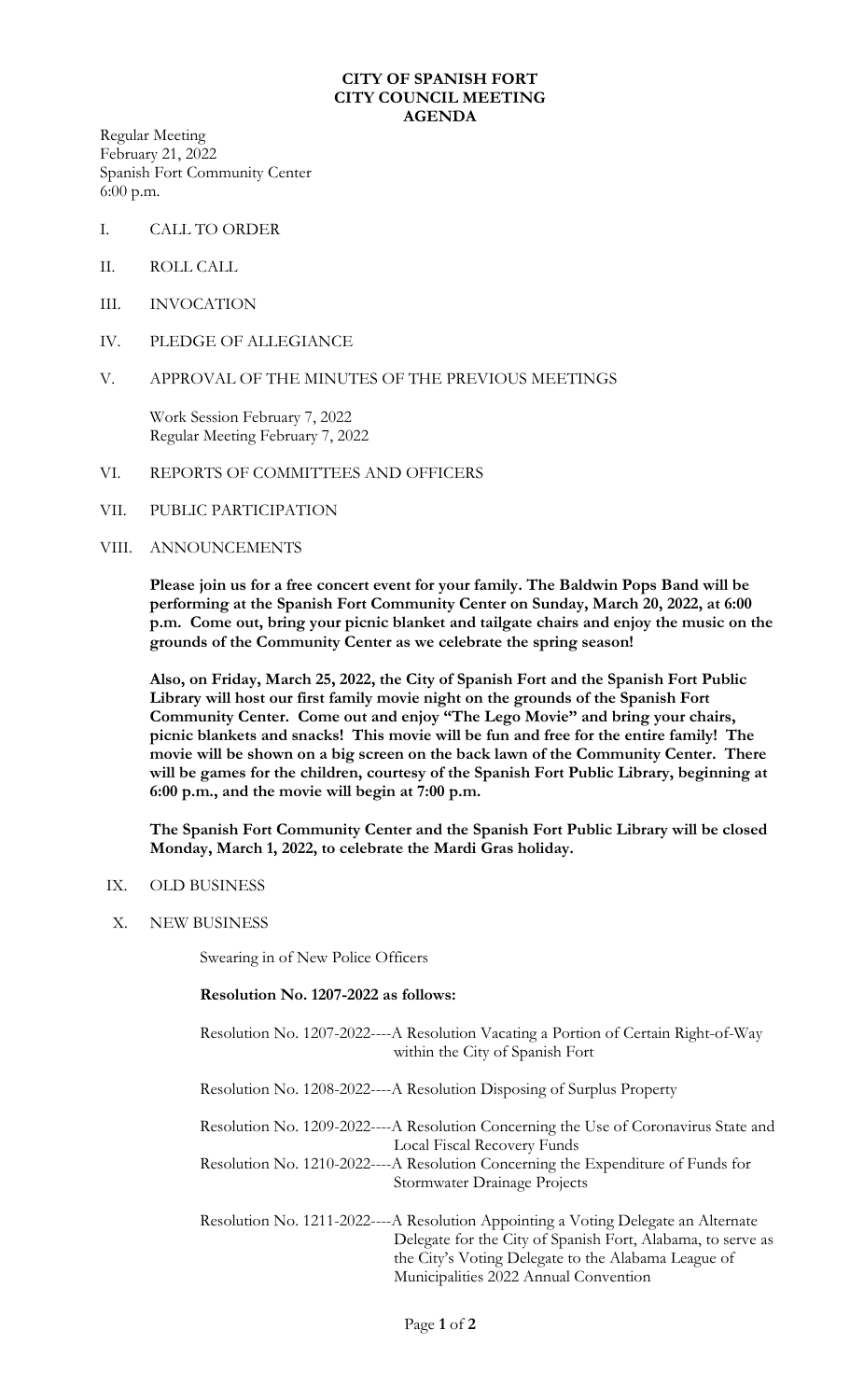# CITY OF SPANISH FORT
# CITY COUNCIL MEETING
# AGENDA

Regular Meeting
February 21, 2022
Spanish Fort Community Center
6:00 p.m.

I. CALL TO ORDER

II. ROLL CALL

III. INVOCATION

IV. PLEDGE OF ALLEGIANCE

V. APPROVAL OF THE MINUTES OF THE PREVIOUS MEETINGS

   Work Session February 7, 2022
   Regular Meeting February 7, 2022

VI. REPORTS OF COMMITTEES AND OFFICERS

VII. PUBLIC PARTICIPATION

VIII. ANNOUNCEMENTS

   **Please join us for a free concert event for your family. The Baldwin Pops Band will be performing at the Spanish Fort Community Center on Sunday, March 20, 2022, at 6:00 p.m. Come out, bring your picnic blanket and tailgate chairs and enjoy the music on the grounds of the Community Center as we celebrate the spring season!**

   **Also, on Friday, March 25, 2022, the City of Spanish Fort and the Spanish Fort Public Library will host our first family movie night on the grounds of the Spanish Fort Community Center. Come out and enjoy "The Lego Movie" and bring your chairs, picnic blankets and snacks! This movie will be fun and free for the entire family! The movie will be shown on a big screen on the back lawn of the Community Center. There will be games for the children, courtesy of the Spanish Fort Public Library, beginning at 6:00 p.m., and the movie will begin at 7:00 p.m.**

   **The Spanish Fort Community Center and the Spanish Fort Public Library will be closed Monday, March 1, 2022, to celebrate the Mardi Gras holiday.**

IX. OLD BUSINESS

X. NEW BUSINESS

   Swearing in of New Police Officers

   **Resolution No. 1207-2022 as follows:**

   Resolution No. 1207-2022----A Resolution Vacating a Portion of Certain Right-of-Way within the City of Spanish Fort

   Resolution No. 1208-2022----A Resolution Disposing of Surplus Property

   Resolution No. 1209-2022----A Resolution Concerning the Use of Coronavirus State and Local Fiscal Recovery Funds

   Resolution No. 1210-2022----A Resolution Concerning the Expenditure of Funds for Stormwater Drainage Projects

   Resolution No. 1211-2022----A Resolution Appointing a Voting Delegate an Alternate Delegate for the City of Spanish Fort, Alabama, to serve as the City's Voting Delegate to the Alabama League of Municipalities 2022 Annual Convention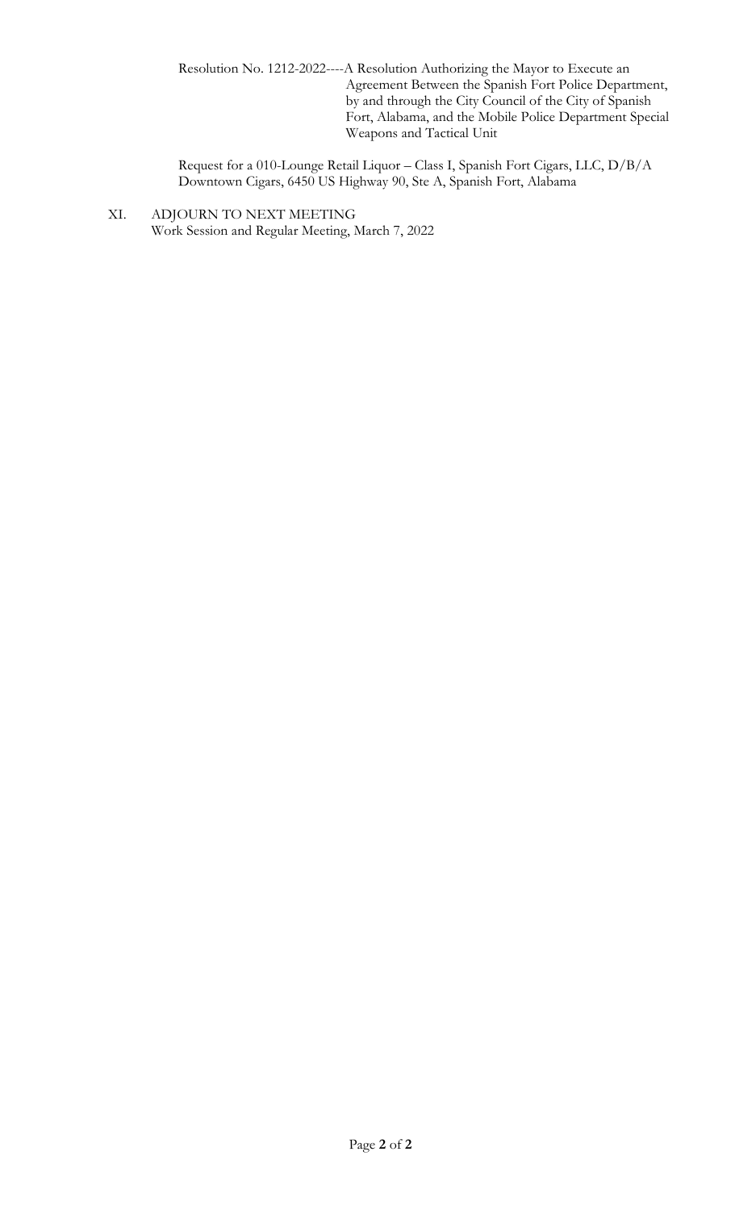Resolution No. 1212-2022----A Resolution Authorizing the Mayor to Execute an Agreement Between the Spanish Fort Police Department, by and through the City Council of the City of Spanish Fort, Alabama, and the Mobile Police Department Special Weapons and Tactical Unit

Request for a 010-Lounge Retail Liquor – Class I, Spanish Fort Cigars, LLC, D/B/A Downtown Cigars, 6450 US Highway 90, Ste A, Spanish Fort, Alabama

XI. ADJOURN TO NEXT MEETING
Work Session and Regular Meeting, March 7, 2022